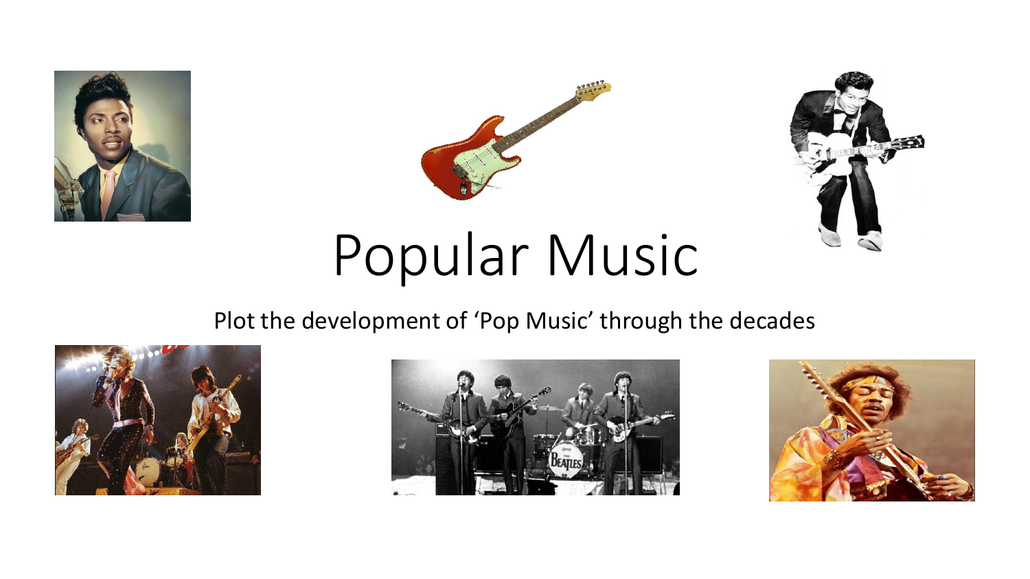# Popular Music

Plot the development of 'Pop Music' through the decades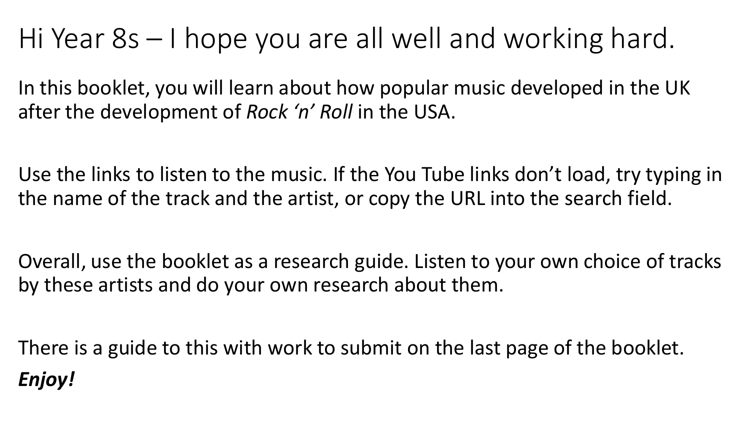# Hi Year 8s – I hope you are all well and working hard.

In this booklet, you will learn about how popular music developed in the UK after the development of *Rock 'n' Roll* in the USA.

Use the links to listen to the music. If the You Tube links don't load, try typing in the name of the track and the artist, or copy the URL into the search field.

Overall, use the booklet as a research guide. Listen to your own choice of tracks by these artists and do your own research about them.

There is a guide to this with work to submit on the last page of the booklet.

***Enjoy!***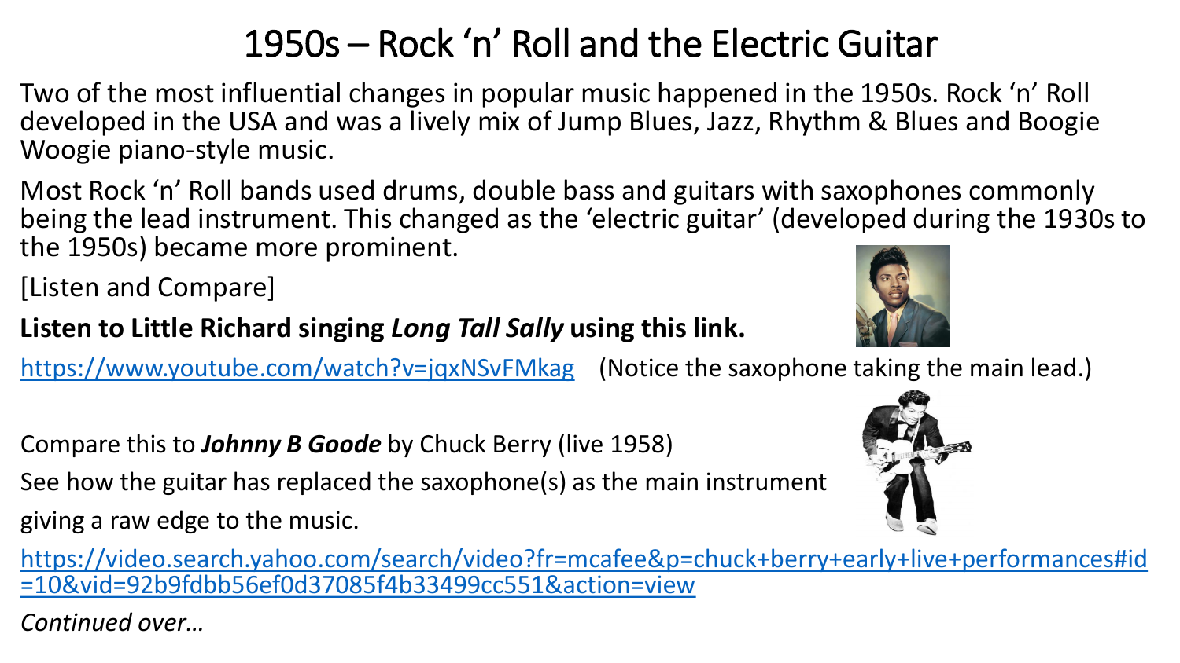# 1950s – Rock 'n' Roll and the Electric Guitar

Two of the most influential changes in popular music happened in the 1950s. Rock 'n' Roll developed in the USA and was a lively mix of Jump Blues, Jazz, Rhythm & Blues and Boogie Woogie piano-style music.

Most Rock 'n' Roll bands used drums, double bass and guitars with saxophones commonly being the lead instrument. This changed as the 'electric guitar' (developed during the 1930s to the 1950s) became more prominent.

[Listen and Compare]

**Listen to Little Richard singing *Long Tall Sally* using this link.**

https://www.youtube.com/watch?v=jqxNSvFMkag (Notice the saxophone taking the main lead.)

Compare this to ***Johnny B Goode*** by Chuck Berry (live 1958)

See how the guitar has replaced the saxophone(s) as the main instrument giving a raw edge to the music.

https://video.search.yahoo.com/search/video?fr=mcafee&p=chuck+berry+early+live+performances#id=10&vid=92b9fdbb56ef0d37085f4b33499cc551&action=view

*Continued over…*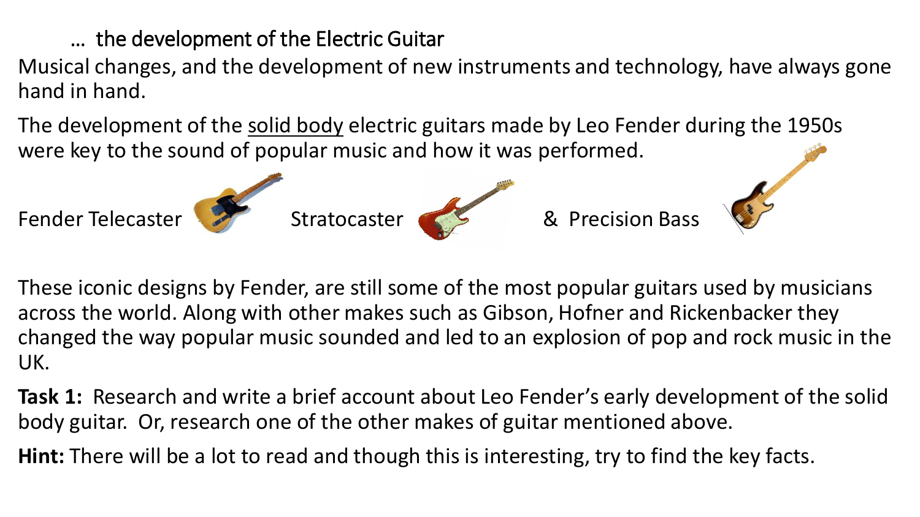## … the development of the Electric Guitar

Musical changes, and the development of new instruments and technology, have always gone hand in hand.

The development of the <u>solid body</u> electric guitars made by Leo Fender during the 1950s were key to the sound of popular music and how it was performed.

Fender Telecaster Stratocaster & Precision Bass

These iconic designs by Fender, are still some of the most popular guitars used by musicians across the world. Along with other makes such as Gibson, Hofner and Rickenbacker they changed the way popular music sounded and led to an explosion of pop and rock music in the UK.

**Task 1:** Research and write a brief account about Leo Fender's early development of the solid body guitar. Or, research one of the other makes of guitar mentioned above.

**Hint:** There will be a lot to read and though this is interesting, try to find the key facts.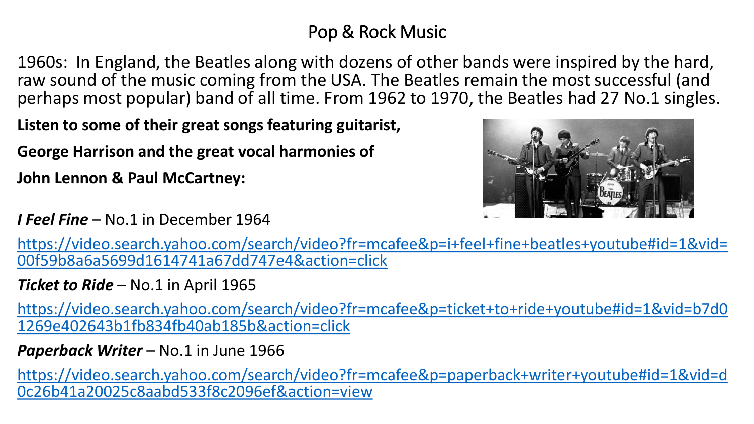# Pop & Rock Music

1960s: In England, the Beatles along with dozens of other bands were inspired by the hard, raw sound of the music coming from the USA. The Beatles remain the most successful (and perhaps most popular) band of all time. From 1962 to 1970, the Beatles had 27 No.1 singles.

**Listen to some of their great songs featuring guitarist, George Harrison and the great vocal harmonies of John Lennon & Paul McCartney:**

***I Feel Fine*** – No.1 in December 1964

https://video.search.yahoo.com/search/video?fr=mcafee&p=i+feel+fine+beatles+youtube#id=1&vid=00f59b8a6a5699d1614741a67dd747e4&action=click

***Ticket to Ride*** – No.1 in April 1965

https://video.search.yahoo.com/search/video?fr=mcafee&p=ticket+to+ride+youtube#id=1&vid=b7d01269e402643b1fb834fb40ab185b&action=click

***Paperback Writer*** – No.1 in June 1966

https://video.search.yahoo.com/search/video?fr=mcafee&p=paperback+writer+youtube#id=1&vid=d0c26b41a20025c8aabd533f8c2096ef&action=view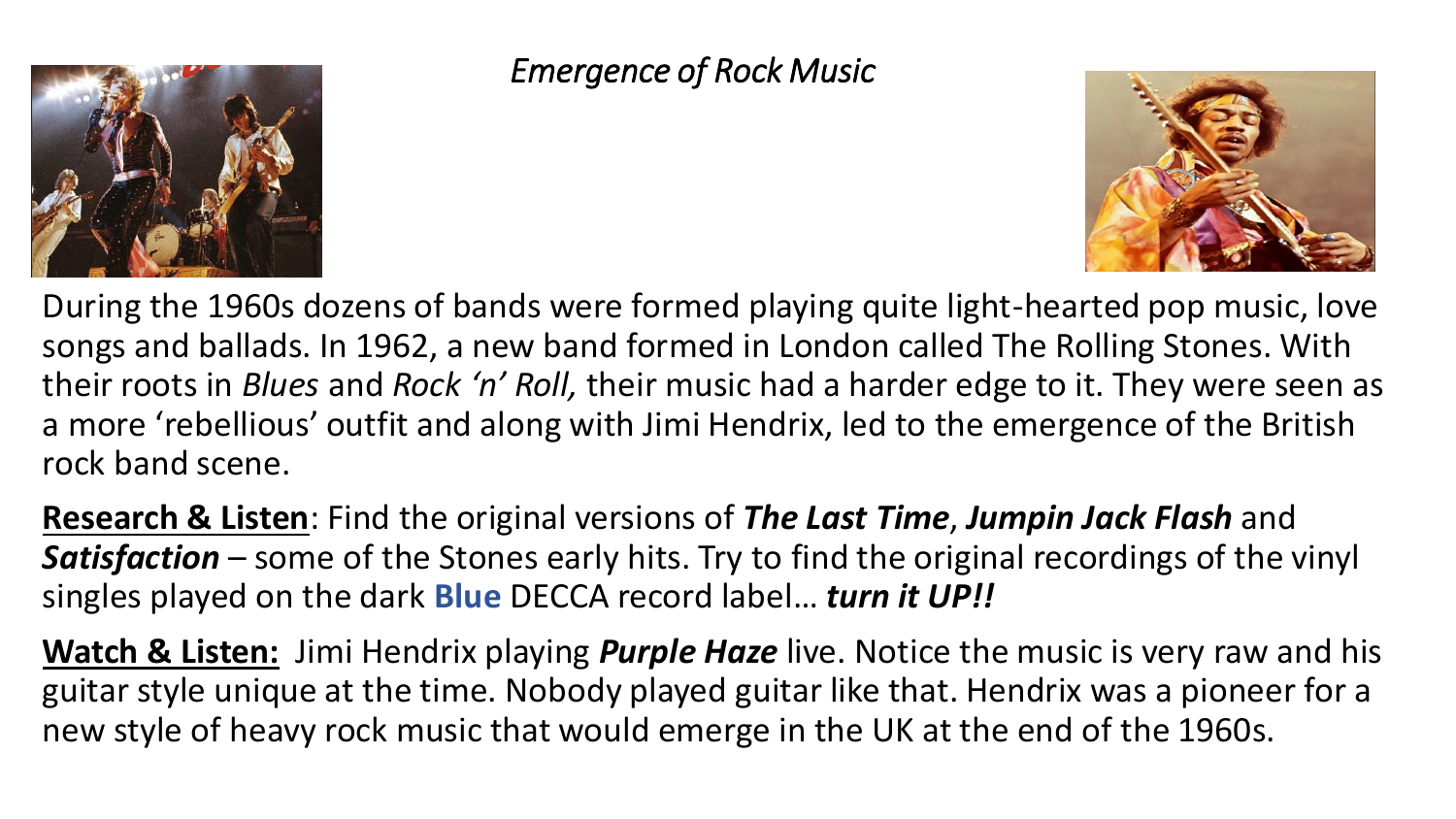# *Emergence of Rock Music*

During the 1960s dozens of bands were formed playing quite light-hearted pop music, love songs and ballads. In 1962, a new band formed in London called The Rolling Stones. With their roots in *Blues* and *Rock 'n' Roll,* their music had a harder edge to it. They were seen as a more 'rebellious' outfit and along with Jimi Hendrix, led to the emergence of the British rock band scene.

**Research & Listen**: Find the original versions of ***The Last Time***, ***Jumpin Jack Flash*** and ***Satisfaction*** – some of the Stones early hits. Try to find the original recordings of the vinyl singles played on the dark **Blue** DECCA record label… ***turn it UP!!***

**Watch & Listen:** Jimi Hendrix playing ***Purple Haze*** live. Notice the music is very raw and his guitar style unique at the time. Nobody played guitar like that. Hendrix was a pioneer for a new style of heavy rock music that would emerge in the UK at the end of the 1960s.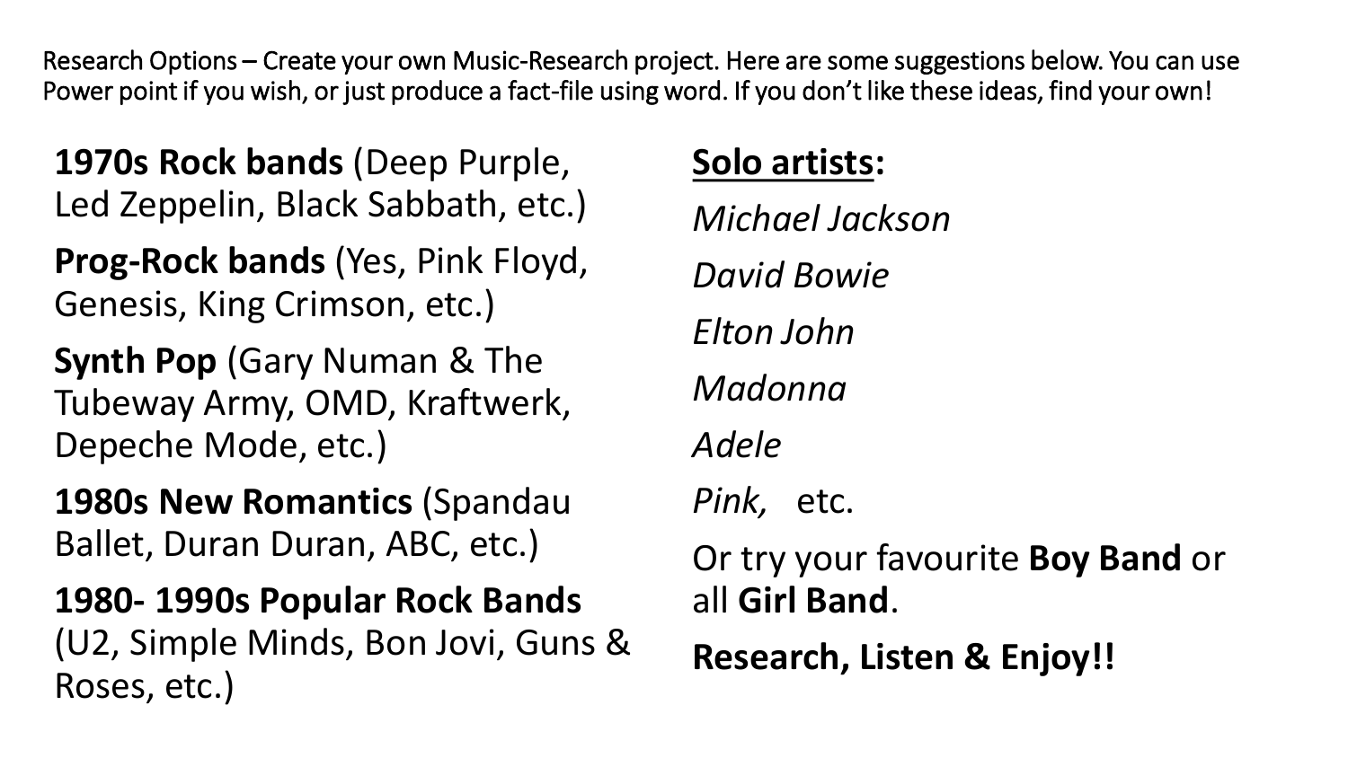Research Options – Create your own Music-Research project. Here are some suggestions below. You can use Power point if you wish, or just produce a fact-file using word. If you don't like these ideas, find your own!

**1970s Rock bands** (Deep Purple, Led Zeppelin, Black Sabbath, etc.)

**Prog-Rock bands** (Yes, Pink Floyd, Genesis, King Crimson, etc.)

**Synth Pop** (Gary Numan & The Tubeway Army, OMD, Kraftwerk, Depeche Mode, etc.)

**1980s New Romantics** (Spandau Ballet, Duran Duran, ABC, etc.)

**1980- 1990s Popular Rock Bands** (U2, Simple Minds, Bon Jovi, Guns & Roses, etc.)

**Solo artists:**

*Michael Jackson*

*David Bowie*

*Elton John*

*Madonna*

*Adele*

*Pink,* etc.

Or try your favourite **Boy Band** or all **Girl Band**.

**Research, Listen & Enjoy!!**